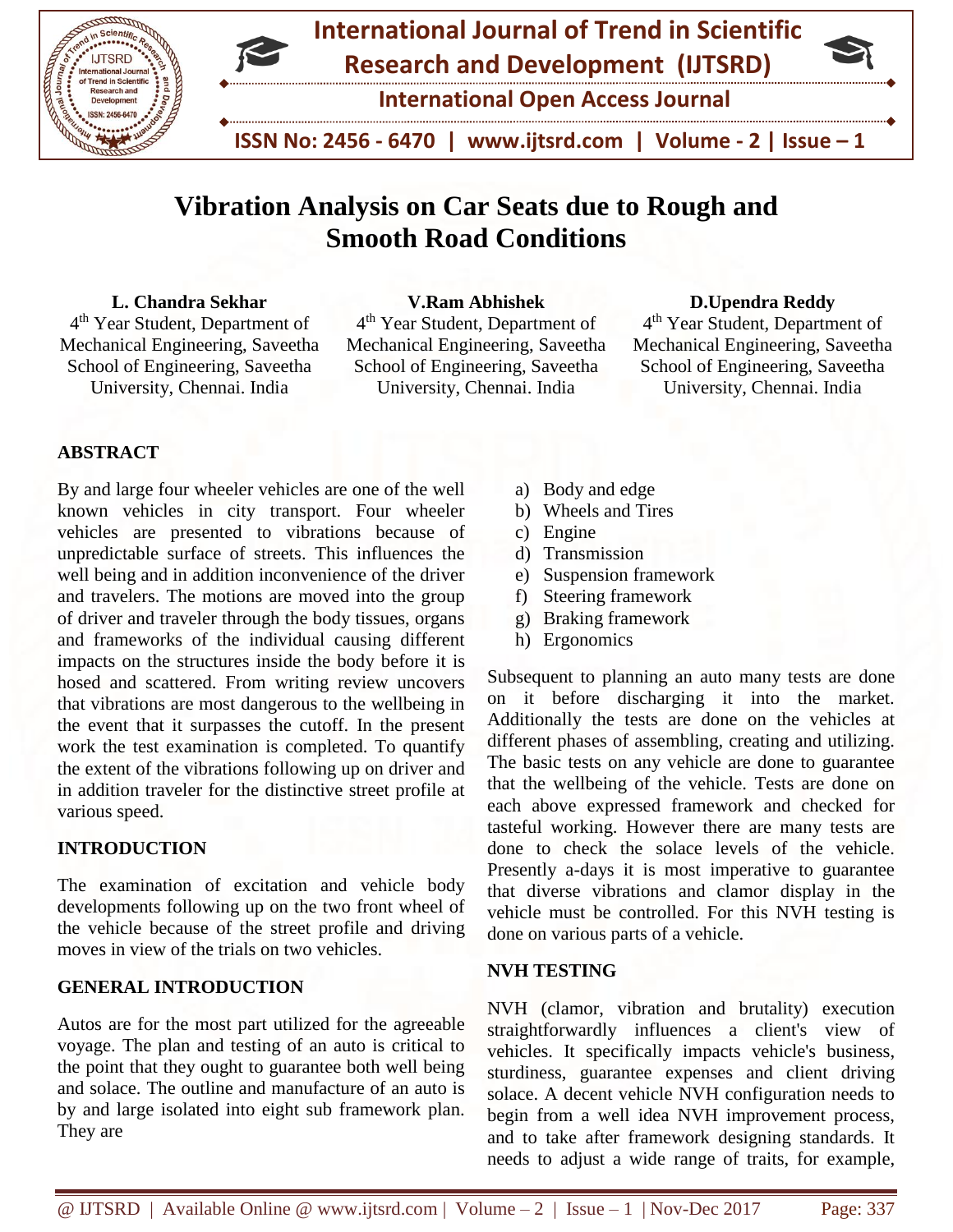# Vibration Analysis on Car Seats due to Rough and Smooth Road Conditions

**L. Chandra Sekhar**
4th Year Student, Department of Mechanical Engineering, Saveetha School of Engineering, Saveetha University, Chennai. India

**V.Ram Abhishek**
4th Year Student, Department of Mechanical Engineering, Saveetha School of Engineering, Saveetha University, Chennai. India

**D.Upendra Reddy**
4th Year Student, Department of Mechanical Engineering, Saveetha School of Engineering, Saveetha University, Chennai. India

## ABSTRACT

By and large four wheeler vehicles are one of the well known vehicles in city transport. Four wheeler vehicles are presented to vibrations because of unpredictable surface of streets. This influences the well being and in addition inconvenience of the driver and travelers. The motions are moved into the group of driver and traveler through the body tissues, organs and frameworks of the individual causing different impacts on the structures inside the body before it is hosed and scattered. From writing review uncovers that vibrations are most dangerous to the wellbeing in the event that it surpasses the cutoff. In the present work the test examination is completed. To quantify the extent of the vibrations following up on driver and in addition traveler for the distinctive street profile at various speed.

## INTRODUCTION

The examination of excitation and vehicle body developments following up on the two front wheel of the vehicle because of the street profile and driving moves in view of the trials on two vehicles.

## GENERAL INTRODUCTION

Autos are for the most part utilized for the agreeable voyage. The plan and testing of an auto is critical to the point that they ought to guarantee both well being and solace. The outline and manufacture of an auto is by and large isolated into eight sub framework plan. They are

a) Body and edge
b) Wheels and Tires
c) Engine
d) Transmission
e) Suspension framework
f) Steering framework
g) Braking framework
h) Ergonomics

Subsequent to planning an auto many tests are done on it before discharging it into the market. Additionally the tests are done on the vehicles at different phases of assembling, creating and utilizing. The basic tests on any vehicle are done to guarantee that the wellbeing of the vehicle. Tests are done on each above expressed framework and checked for tasteful working. However there are many tests are done to check the solace levels of the vehicle. Presently a-days it is most imperative to guarantee that diverse vibrations and clamor display in the vehicle must be controlled. For this NVH testing is done on various parts of a vehicle.

## NVH TESTING

NVH (clamor, vibration and brutality) execution straightforwardly influences a client's view of vehicles. It specifically impacts vehicle's business, sturdiness, guarantee expenses and client driving solace. A decent vehicle NVH configuration needs to begin from a well idea NVH improvement process, and to take after framework designing standards. It needs to adjust a wide range of traits, for example,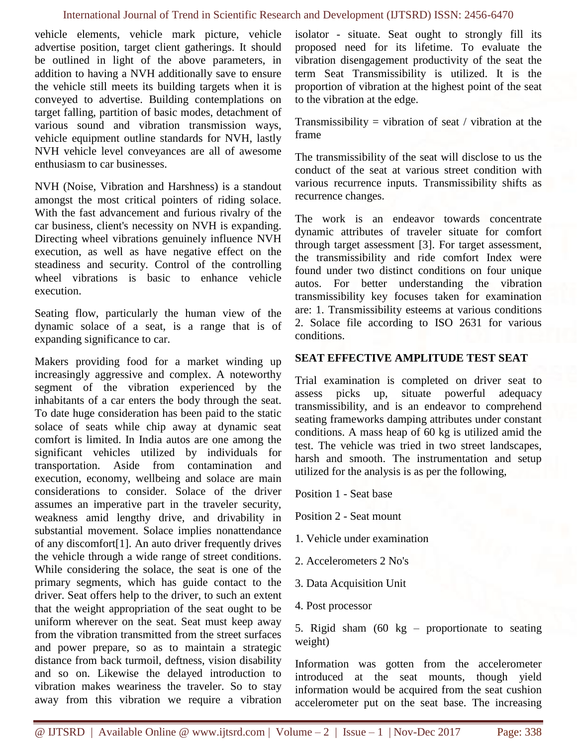vehicle elements, vehicle mark picture, vehicle advertise position, target client gatherings. It should be outlined in light of the above parameters, in addition to having a NVH additionally save to ensure the vehicle still meets its building targets when it is conveyed to advertise. Building contemplations on target falling, partition of basic modes, detachment of various sound and vibration transmission ways, vehicle equipment outline standards for NVH, lastly NVH vehicle level conveyances are all of awesome enthusiasm to car businesses.

NVH (Noise, Vibration and Harshness) is a standout amongst the most critical pointers of riding solace. With the fast advancement and furious rivalry of the car business, client's necessity on NVH is expanding. Directing wheel vibrations genuinely influence NVH execution, as well as have negative effect on the steadiness and security. Control of the controlling wheel vibrations is basic to enhance vehicle execution.

Seating flow, particularly the human view of the dynamic solace of a seat, is a range that is of expanding significance to car.

Makers providing food for a market winding up increasingly aggressive and complex. A noteworthy segment of the vibration experienced by the inhabitants of a car enters the body through the seat. To date huge consideration has been paid to the static solace of seats while chip away at dynamic seat comfort is limited. In India autos are one among the significant vehicles utilized by individuals for transportation. Aside from contamination and execution, economy, wellbeing and solace are main considerations to consider. Solace of the driver assumes an imperative part in the traveler security, weakness amid lengthy drive, and drivability in substantial movement. Solace implies nonattendance of any discomfort[1]. An auto driver frequently drives the vehicle through a wide range of street conditions. While considering the solace, the seat is one of the primary segments, which has guide contact to the driver. Seat offers help to the driver, to such an extent that the weight appropriation of the seat ought to be uniform wherever on the seat. Seat must keep away from the vibration transmitted from the street surfaces and power prepare, so as to maintain a strategic distance from back turmoil, deftness, vision disability and so on. Likewise the delayed introduction to vibration makes weariness the traveler. So to stay away from this vibration we require a vibration isolator - situate. Seat ought to strongly fill its proposed need for its lifetime. To evaluate the vibration disengagement productivity of the seat the term Seat Transmissibility is utilized. It is the proportion of vibration at the highest point of the seat to the vibration at the edge.

Transmissibility = vibration of seat / vibration at the frame

The transmissibility of the seat will disclose to us the conduct of the seat at various street condition with various recurrence inputs. Transmissibility shifts as recurrence changes.

The work is an endeavor towards concentrate dynamic attributes of traveler situate for comfort through target assessment [3]. For target assessment, the transmissibility and ride comfort Index were found under two distinct conditions on four unique autos. For better understanding the vibration transmissibility key focuses taken for examination are: 1. Transmissibility esteems at various conditions 2. Solace file according to ISO 2631 for various conditions.

## SEAT EFFECTIVE AMPLITUDE TEST SEAT

Trial examination is completed on driver seat to assess picks up, situate powerful adequacy transmissibility, and is an endeavor to comprehend seating frameworks damping attributes under constant conditions. A mass heap of 60 kg is utilized amid the test. The vehicle was tried in two street landscapes, harsh and smooth. The instrumentation and setup utilized for the analysis is as per the following,

Position 1 - Seat base

Position 2 - Seat mount

1. Vehicle under examination
2. Accelerometers 2 No's
3. Data Acquisition Unit
4. Post processor
5. Rigid sham (60 kg – proportionate to seating weight)

Information was gotten from the accelerometer introduced at the seat mounts, though yield information would be acquired from the seat cushion accelerometer put on the seat base. The increasing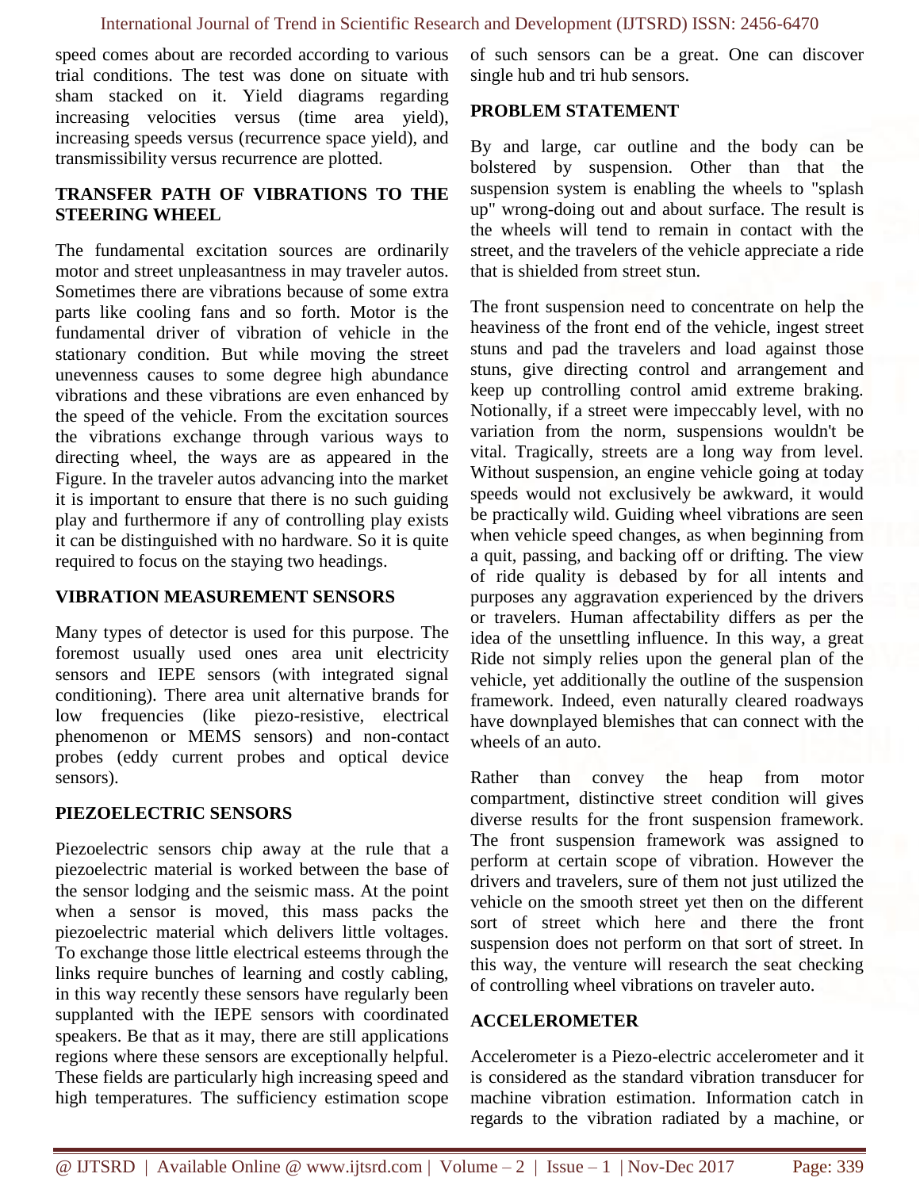speed comes about are recorded according to various trial conditions. The test was done on situate with sham stacked on it. Yield diagrams regarding increasing velocities versus (time area yield), increasing speeds versus (recurrence space yield), and transmissibility versus recurrence are plotted.

## TRANSFER PATH OF VIBRATIONS TO THE STEERING WHEEL

The fundamental excitation sources are ordinarily motor and street unpleasantness in may traveler autos. Sometimes there are vibrations because of some extra parts like cooling fans and so forth. Motor is the fundamental driver of vibration of vehicle in the stationary condition. But while moving the street unevenness causes to some degree high abundance vibrations and these vibrations are even enhanced by the speed of the vehicle. From the excitation sources the vibrations exchange through various ways to directing wheel, the ways are as appeared in the Figure. In the traveler autos advancing into the market it is important to ensure that there is no such guiding play and furthermore if any of controlling play exists it can be distinguished with no hardware. So it is quite required to focus on the staying two headings.

## VIBRATION MEASUREMENT SENSORS

Many types of detector is used for this purpose. The foremost usually used ones area unit electricity sensors and IEPE sensors (with integrated signal conditioning). There area unit alternative brands for low frequencies (like piezo-resistive, electrical phenomenon or MEMS sensors) and non-contact probes (eddy current probes and optical device sensors).

## PIEZOELECTRIC SENSORS

Piezoelectric sensors chip away at the rule that a piezoelectric material is worked between the base of the sensor lodging and the seismic mass. At the point when a sensor is moved, this mass packs the piezoelectric material which delivers little voltages. To exchange those little electrical esteems through the links require bunches of learning and costly cabling, in this way recently these sensors have regularly been supplanted with the IEPE sensors with coordinated speakers. Be that as it may, there are still applications regions where these sensors are exceptionally helpful. These fields are particularly high increasing speed and high temperatures. The sufficiency estimation scope of such sensors can be a great. One can discover single hub and tri hub sensors.

## PROBLEM STATEMENT

By and large, car outline and the body can be bolstered by suspension. Other than that the suspension system is enabling the wheels to "splash up" wrong-doing out and about surface. The result is the wheels will tend to remain in contact with the street, and the travelers of the vehicle appreciate a ride that is shielded from street stun.

The front suspension need to concentrate on help the heaviness of the front end of the vehicle, ingest street stuns and pad the travelers and load against those stuns, give directing control and arrangement and keep up controlling control amid extreme braking. Notionally, if a street were impeccably level, with no variation from the norm, suspensions wouldn't be vital. Tragically, streets are a long way from level. Without suspension, an engine vehicle going at today speeds would not exclusively be awkward, it would be practically wild. Guiding wheel vibrations are seen when vehicle speed changes, as when beginning from a quit, passing, and backing off or drifting. The view of ride quality is debased by for all intents and purposes any aggravation experienced by the drivers or travelers. Human affectability differs as per the idea of the unsettling influence. In this way, a great Ride not simply relies upon the general plan of the vehicle, yet additionally the outline of the suspension framework. Indeed, even naturally cleared roadways have downplayed blemishes that can connect with the wheels of an auto.

Rather than convey the heap from motor compartment, distinctive street condition will gives diverse results for the front suspension framework. The front suspension framework was assigned to perform at certain scope of vibration. However the drivers and travelers, sure of them not just utilized the vehicle on the smooth street yet then on the different sort of street which here and there the front suspension does not perform on that sort of street. In this way, the venture will research the seat checking of controlling wheel vibrations on traveler auto.

## ACCELEROMETER

Accelerometer is a Piezo-electric accelerometer and it is considered as the standard vibration transducer for machine vibration estimation. Information catch in regards to the vibration radiated by a machine, or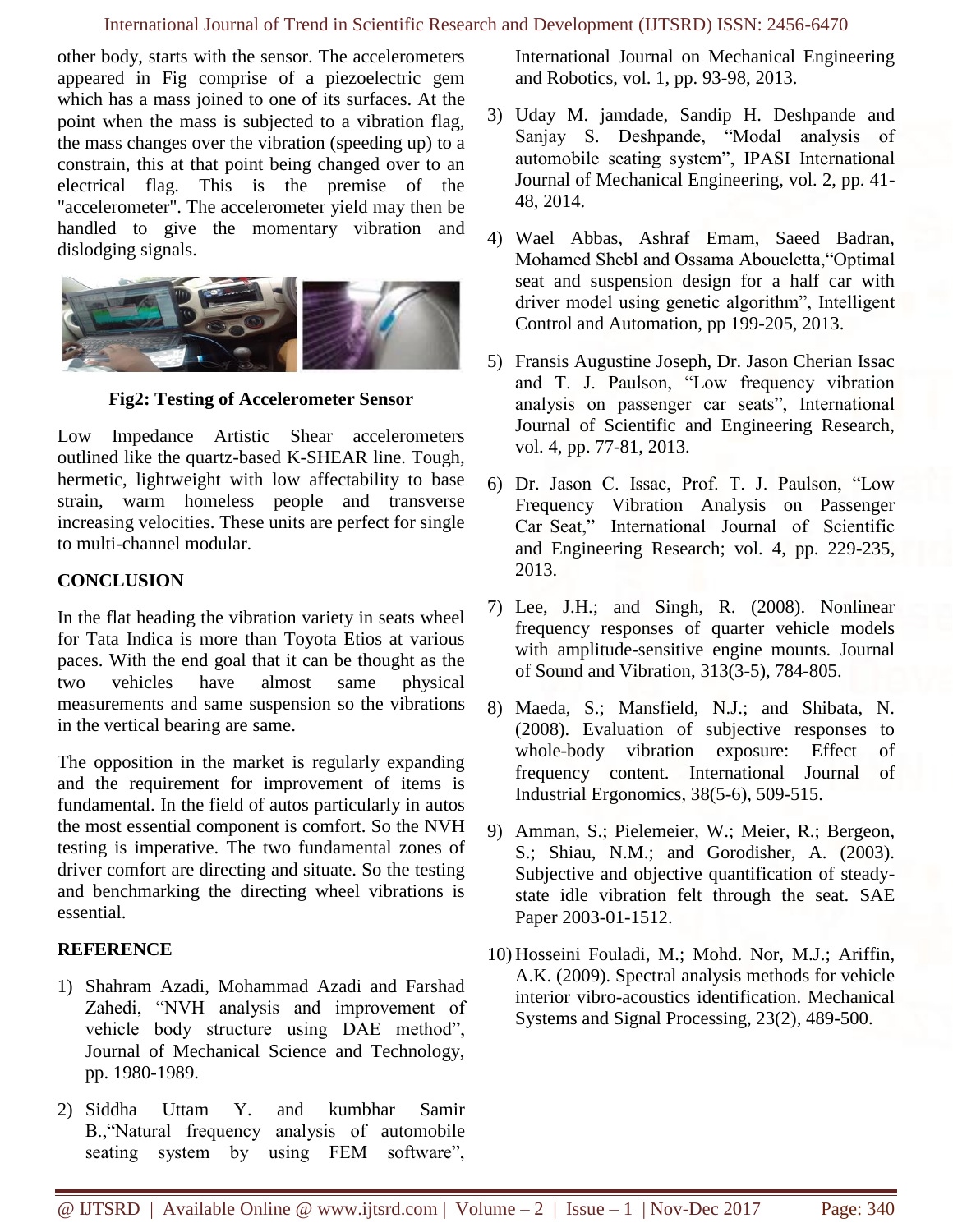other body, starts with the sensor. The accelerometers appeared in Fig comprise of a piezoelectric gem which has a mass joined to one of its surfaces. At the point when the mass is subjected to a vibration flag, the mass changes over the vibration (speeding up) to a constrain, this at that point being changed over to an electrical flag. This is the premise of the "accelerometer". The accelerometer yield may then be handled to give the momentary vibration and dislodging signals.

**Fig2: Testing of Accelerometer Sensor**

Low Impedance Artistic Shear accelerometers outlined like the quartz-based K-SHEAR line. Tough, hermetic, lightweight with low affectability to base strain, warm homeless people and transverse increasing velocities. These units are perfect for single to multi-channel modular.

## CONCLUSION

In the flat heading the vibration variety in seats wheel for Tata Indica is more than Toyota Etios at various paces. With the end goal that it can be thought as the two vehicles have almost same physical measurements and same suspension so the vibrations in the vertical bearing are same.

The opposition in the market is regularly expanding and the requirement for improvement of items is fundamental. In the field of autos particularly in autos the most essential component is comfort. So the NVH testing is imperative. The two fundamental zones of driver comfort are directing and situate. So the testing and benchmarking the directing wheel vibrations is essential.

## REFERENCE

1) Shahram Azadi, Mohammad Azadi and Farshad Zahedi, "NVH analysis and improvement of vehicle body structure using DAE method", Journal of Mechanical Science and Technology, pp. 1980-1989.
2) Siddha Uttam Y. and kumbhar Samir B.,"Natural frequency analysis of automobile seating system by using FEM software", International Journal on Mechanical Engineering and Robotics, vol. 1, pp. 93-98, 2013.
3) Uday M. jamdade, Sandip H. Deshpande and Sanjay S. Deshpande, "Modal analysis of automobile seating system", IPASI International Journal of Mechanical Engineering, vol. 2, pp. 41-48, 2014.
4) Wael Abbas, Ashraf Emam, Saeed Badran, Mohamed Shebl and Ossama Abouelettta,"Optimal seat and suspension design for a half car with driver model using genetic algorithm", Intelligent Control and Automation, pp 199-205, 2013.
5) Fransis Augustine Joseph, Dr. Jason Cherian Issac and T. J. Paulson, "Low frequency vibration analysis on passenger car seats", International Journal of Scientific and Engineering Research, vol. 4, pp. 77-81, 2013.
6) Dr. Jason C. Issac, Prof. T. J. Paulson, "Low Frequency Vibration Analysis on Passenger Car Seat," International Journal of Scientific and Engineering Research; vol. 4, pp. 229-235, 2013.
7) Lee, J.H.; and Singh, R. (2008). Nonlinear frequency responses of quarter vehicle models with amplitude-sensitive engine mounts. Journal of Sound and Vibration, 313(3-5), 784-805.
8) Maeda, S.; Mansfield, N.J.; and Shibata, N. (2008). Evaluation of subjective responses to whole-body vibration exposure: Effect of frequency content. International Journal of Industrial Ergonomics, 38(5-6), 509-515.
9) Amman, S.; Pielemeier, W.; Meier, R.; Bergeon, S.; Shiau, N.M.; and Gorodisher, A. (2003). Subjective and objective quantification of steady-state idle vibration felt through the seat. SAE Paper 2003-01-1512.
10) Hosseini Fouladi, M.; Mohd. Nor, M.J.; Ariffin, A.K. (2009). Spectral analysis methods for vehicle interior vibro-acoustics identification. Mechanical Systems and Signal Processing, 23(2), 489-500.